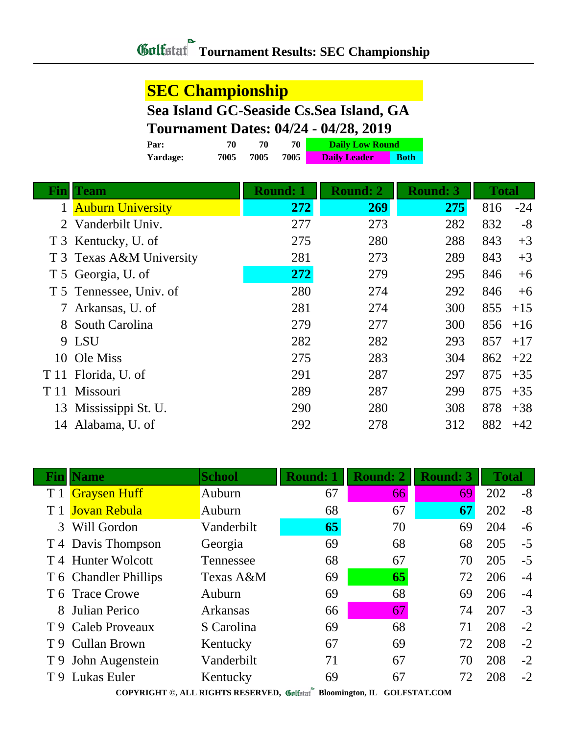# Golfstat Tournament Results: SEC Championship

## SEC Championship

**Sea Island GC-Seaside Cs.Sea Island, GA**

**Tournament Dates: 04/24 - 04/28, 2019**

| Par: | 70 | 70 | 70 | Daily Low Round | |
|---|---|---|---|---|---|
| Yardage: | 7005 | 7005 | 7005 | Daily Leader | Both |

| Fin | Team | Round: 1 | Round: 2 | Round: 3 | Total | |
|---|---|---|---|---|---|---|
| 1 | Auburn University | **272** | **269** | **275** | 816 | -24 |
| 2 | Vanderbilt Univ. | 277 | 273 | 282 | 832 | -8 |
| T 3 | Kentucky, U. of | 275 | 280 | 288 | 843 | +3 |
| T 3 | Texas A&M University | 281 | 273 | 289 | 843 | +3 |
| T 5 | Georgia, U. of | **272** | 279 | 295 | 846 | +6 |
| T 5 | Tennessee, Univ. of | 280 | 274 | 292 | 846 | +6 |
| 7 | Arkansas, U. of | 281 | 274 | 300 | 855 | +15 |
| 8 | South Carolina | 279 | 277 | 300 | 856 | +16 |
| 9 | LSU | 282 | 282 | 293 | 857 | +17 |
| 10 | Ole Miss | 275 | 283 | 304 | 862 | +22 |
| T 11 | Florida, U. of | 291 | 287 | 297 | 875 | +35 |
| T 11 | Missouri | 289 | 287 | 299 | 875 | +35 |
| 13 | Mississippi St. U. | 290 | 280 | 308 | 878 | +38 |
| 14 | Alabama, U. of | 292 | 278 | 312 | 882 | +42 |

| Fin | Name | School | Round: 1 | Round: 2 | Round: 3 | Total | |
|---|---|---|---|---|---|---|---|
| T 1 | Graysen Huff | Auburn | 67 | 66 | 69 | 202 | -8 |
| T 1 | Jovan Rebula | Auburn | 68 | 67 | **67** | 202 | -8 |
| 3 | Will Gordon | Vanderbilt | **65** | 70 | 69 | 204 | -6 |
| T 4 | Davis Thompson | Georgia | 69 | 68 | 68 | 205 | -5 |
| T 4 | Hunter Wolcott | Tennessee | 68 | 67 | 70 | 205 | -5 |
| T 6 | Chandler Phillips | Texas A&M | 69 | **65** | 72 | 206 | -4 |
| T 6 | Trace Crowe | Auburn | 69 | 68 | 69 | 206 | -4 |
| 8 | Julian Perico | Arkansas | 66 | 67 | 74 | 207 | -3 |
| T 9 | Caleb Proveaux | S Carolina | 69 | 68 | 71 | 208 | -2 |
| T 9 | Cullan Brown | Kentucky | 67 | 69 | 72 | 208 | -2 |
| T 9 | John Augenstein | Vanderbilt | 71 | 67 | 70 | 208 | -2 |
| T 9 | Lukas Euler | Kentucky | 69 | 67 | 72 | 208 | -2 |

COPYRIGHT ©, ALL RIGHTS RESERVED, Golfstat Bloomington, IL GOLFSTAT.COM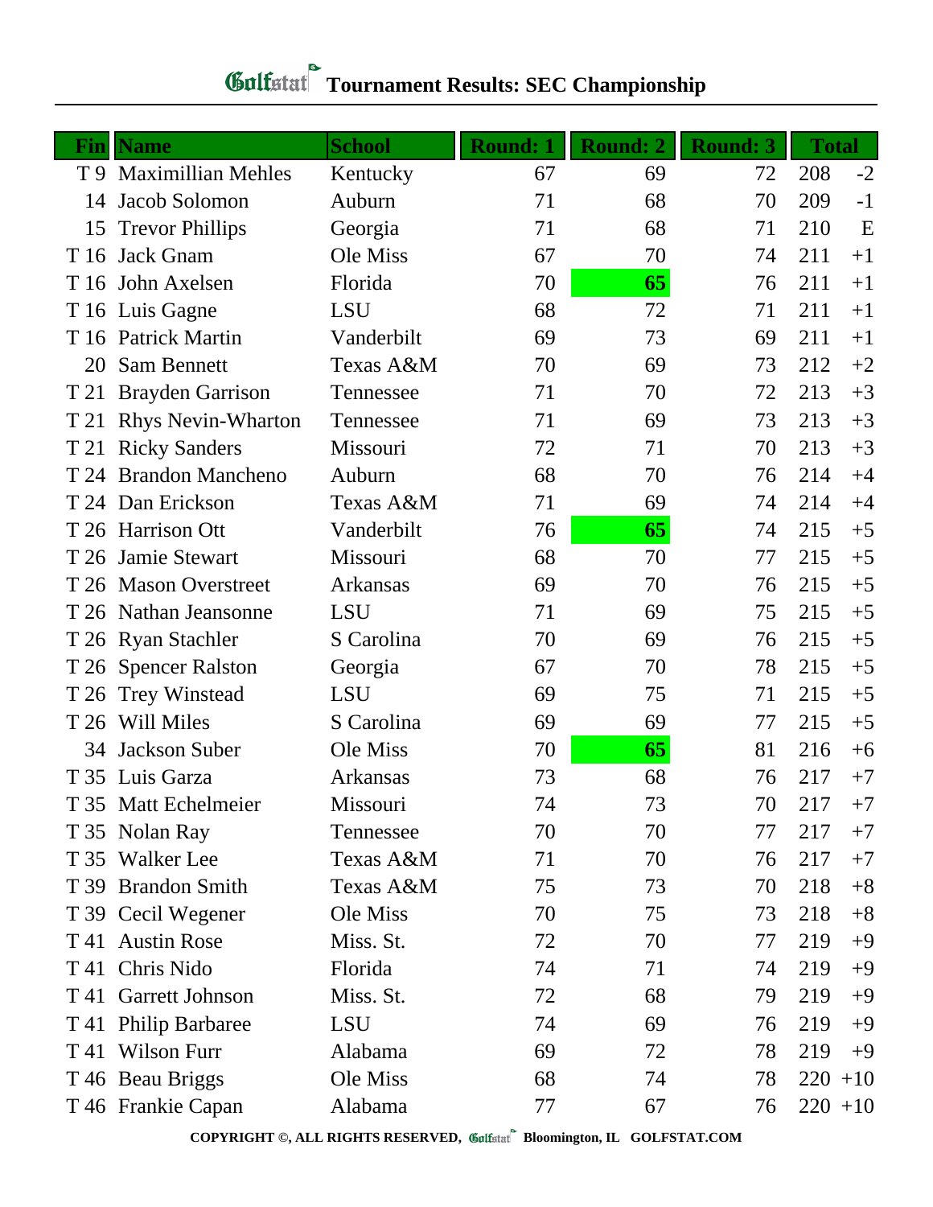# Golfstat Tournament Results: SEC Championship

| Fin | Name | School | Round: 1 | Round: 2 | Round: 3 | Total | |
|---|---|---|---|---|---|---|---|
| T 9 | Maximillian Mehles | Kentucky | 67 | 69 | 72 | 208 | -2 |
| 14 | Jacob Solomon | Auburn | 71 | 68 | 70 | 209 | -1 |
| 15 | Trevor Phillips | Georgia | 71 | 68 | 71 | 210 | E |
| T 16 | Jack Gnam | Ole Miss | 67 | 70 | 74 | 211 | +1 |
| T 16 | John Axelsen | Florida | 70 | **65** | 76 | 211 | +1 |
| T 16 | Luis Gagne | LSU | 68 | 72 | 71 | 211 | +1 |
| T 16 | Patrick Martin | Vanderbilt | 69 | 73 | 69 | 211 | +1 |
| 20 | Sam Bennett | Texas A&M | 70 | 69 | 73 | 212 | +2 |
| T 21 | Brayden Garrison | Tennessee | 71 | 70 | 72 | 213 | +3 |
| T 21 | Rhys Nevin-Wharton | Tennessee | 71 | 69 | 73 | 213 | +3 |
| T 21 | Ricky Sanders | Missouri | 72 | 71 | 70 | 213 | +3 |
| T 24 | Brandon Mancheno | Auburn | 68 | 70 | 76 | 214 | +4 |
| T 24 | Dan Erickson | Texas A&M | 71 | 69 | 74 | 214 | +4 |
| T 26 | Harrison Ott | Vanderbilt | 76 | **65** | 74 | 215 | +5 |
| T 26 | Jamie Stewart | Missouri | 68 | 70 | 77 | 215 | +5 |
| T 26 | Mason Overstreet | Arkansas | 69 | 70 | 76 | 215 | +5 |
| T 26 | Nathan Jeansonne | LSU | 71 | 69 | 75 | 215 | +5 |
| T 26 | Ryan Stachler | S Carolina | 70 | 69 | 76 | 215 | +5 |
| T 26 | Spencer Ralston | Georgia | 67 | 70 | 78 | 215 | +5 |
| T 26 | Trey Winstead | LSU | 69 | 75 | 71 | 215 | +5 |
| T 26 | Will Miles | S Carolina | 69 | 69 | 77 | 215 | +5 |
| 34 | Jackson Suber | Ole Miss | 70 | **65** | 81 | 216 | +6 |
| T 35 | Luis Garza | Arkansas | 73 | 68 | 76 | 217 | +7 |
| T 35 | Matt Echelmeier | Missouri | 74 | 73 | 70 | 217 | +7 |
| T 35 | Nolan Ray | Tennessee | 70 | 70 | 77 | 217 | +7 |
| T 35 | Walker Lee | Texas A&M | 71 | 70 | 76 | 217 | +7 |
| T 39 | Brandon Smith | Texas A&M | 75 | 73 | 70 | 218 | +8 |
| T 39 | Cecil Wegener | Ole Miss | 70 | 75 | 73 | 218 | +8 |
| T 41 | Austin Rose | Miss. St. | 72 | 70 | 77 | 219 | +9 |
| T 41 | Chris Nido | Florida | 74 | 71 | 74 | 219 | +9 |
| T 41 | Garrett Johnson | Miss. St. | 72 | 68 | 79 | 219 | +9 |
| T 41 | Philip Barbaree | LSU | 74 | 69 | 76 | 219 | +9 |
| T 41 | Wilson Furr | Alabama | 69 | 72 | 78 | 219 | +9 |
| T 46 | Beau Briggs | Ole Miss | 68 | 74 | 78 | 220 | +10 |
| T 46 | Frankie Capan | Alabama | 77 | 67 | 76 | 220 | +10 |

COPYRIGHT ©, ALL RIGHTS RESERVED, Golfstat Bloomington, IL GOLFSTAT.COM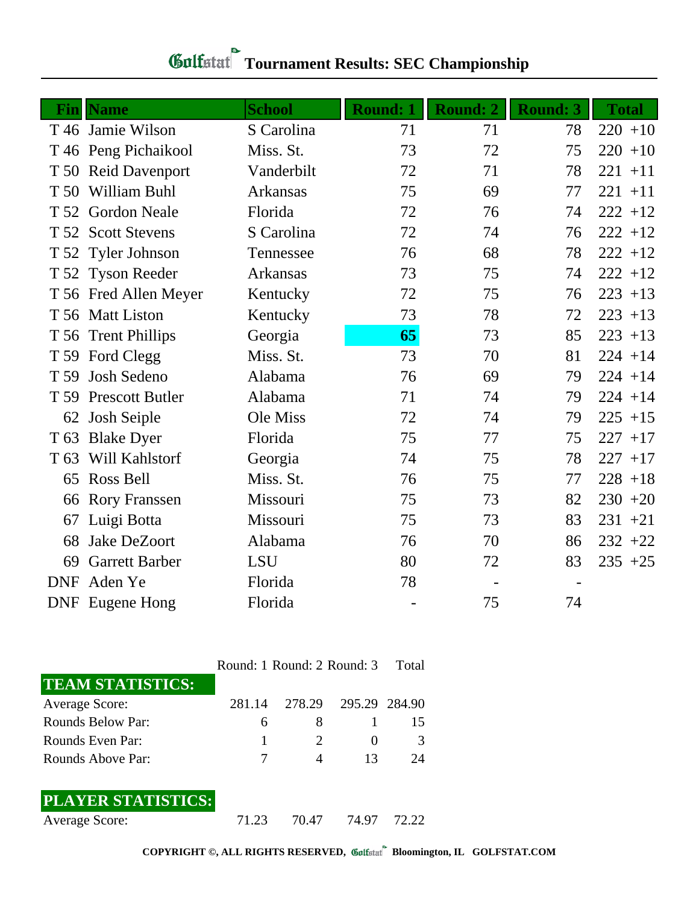# Golfstat Tournament Results: SEC Championship

| Fin | Name | School | Round: 1 | Round: 2 | Round: 3 | Total | |
|---|---|---|---|---|---|---|---|
| T 46 | Jamie Wilson | S Carolina | 71 | 71 | 78 | 220 | +10 |
| T 46 | Peng Pichaikool | Miss. St. | 73 | 72 | 75 | 220 | +10 |
| T 50 | Reid Davenport | Vanderbilt | 72 | 71 | 78 | 221 | +11 |
| T 50 | William Buhl | Arkansas | 75 | 69 | 77 | 221 | +11 |
| T 52 | Gordon Neale | Florida | 72 | 76 | 74 | 222 | +12 |
| T 52 | Scott Stevens | S Carolina | 72 | 74 | 76 | 222 | +12 |
| T 52 | Tyler Johnson | Tennessee | 76 | 68 | 78 | 222 | +12 |
| T 52 | Tyson Reeder | Arkansas | 73 | 75 | 74 | 222 | +12 |
| T 56 | Fred Allen Meyer | Kentucky | 72 | 75 | 76 | 223 | +13 |
| T 56 | Matt Liston | Kentucky | 73 | 78 | 72 | 223 | +13 |
| T 56 | Trent Phillips | Georgia | **65** | 73 | 85 | 223 | +13 |
| T 59 | Ford Clegg | Miss. St. | 73 | 70 | 81 | 224 | +14 |
| T 59 | Josh Sedeno | Alabama | 76 | 69 | 79 | 224 | +14 |
| T 59 | Prescott Butler | Alabama | 71 | 74 | 79 | 224 | +14 |
| 62 | Josh Seiple | Ole Miss | 72 | 74 | 79 | 225 | +15 |
| T 63 | Blake Dyer | Florida | 75 | 77 | 75 | 227 | +17 |
| T 63 | Will Kahlstorf | Georgia | 74 | 75 | 78 | 227 | +17 |
| 65 | Ross Bell | Miss. St. | 76 | 75 | 77 | 228 | +18 |
| 66 | Rory Franssen | Missouri | 75 | 73 | 82 | 230 | +20 |
| 67 | Luigi Botta | Missouri | 75 | 73 | 83 | 231 | +21 |
| 68 | Jake DeZoort | Alabama | 76 | 70 | 86 | 232 | +22 |
| 69 | Garrett Barber | LSU | 80 | 72 | 83 | 235 | +25 |
| DNF | Aden Ye | Florida | 78 | - | - | | |
| DNF | Eugene Hong | Florida | - | 75 | 74 | | |

| TEAM STATISTICS: | Round: 1 | Round: 2 | Round: 3 | Total |
|---|---|---|---|---|
| Average Score: | 281.14 | 278.29 | 295.29 | 284.90 |
| Rounds Below Par: | 6 | 8 | 1 | 15 |
| Rounds Even Par: | 1 | 2 | 0 | 3 |
| Rounds Above Par: | 7 | 4 | 13 | 24 |

| PLAYER STATISTICS: | Round: 1 | Round: 2 | Round: 3 | Total |
|---|---|---|---|---|
| Average Score: | 71.23 | 70.47 | 74.97 | 72.22 |

COPYRIGHT ©, ALL RIGHTS RESERVED, Golfstat Bloomington, IL GOLFSTAT.COM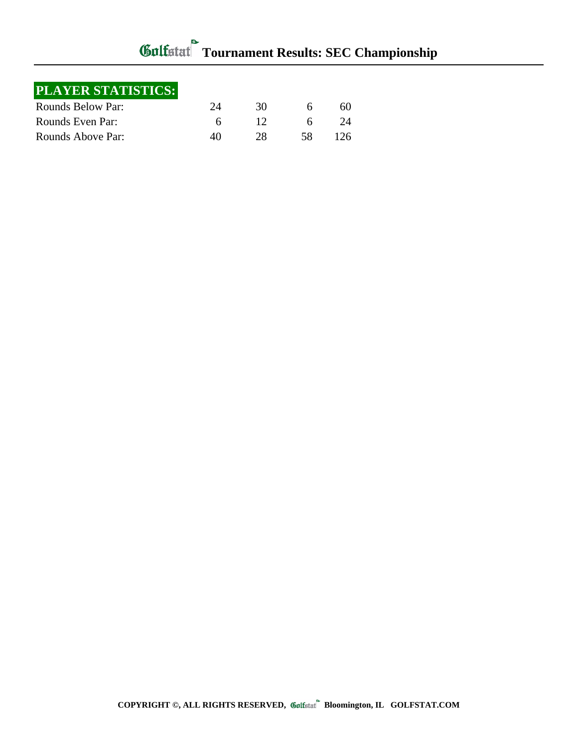**PLAYER STATISTICS:**

| | | | | |
|---|---|---|---|---|
| Rounds Below Par: | 24 | 30 | 6 | 60 |
| Rounds Even Par: | 6 | 12 | 6 | 24 |
| Rounds Above Par: | 40 | 28 | 58 | 126 |